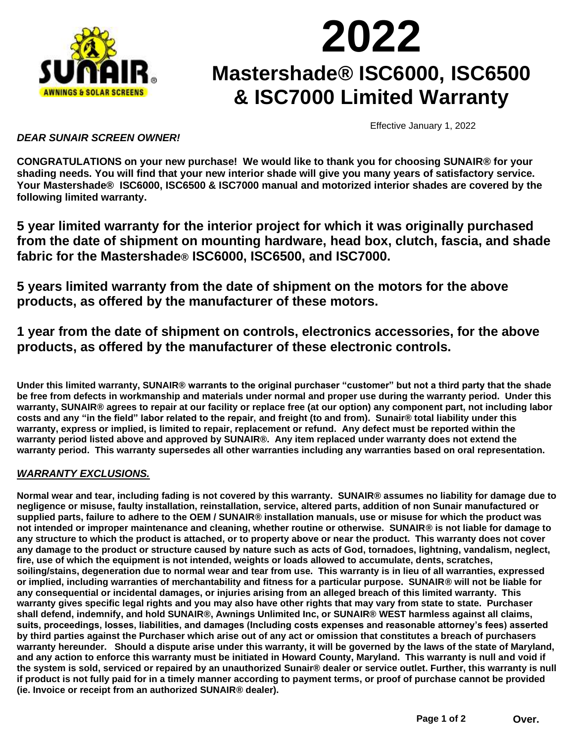# 2022

# Mastershade® ISC6000, ISC6500 & ISC7000 Limited Warranty

Effective January 1, 2022

***DEAR SUNAIR SCREEN OWNER!***

**CONGRATULATIONS on your new purchase! We would like to thank you for choosing SUNAIR® for your shading needs. You will find that your new interior shade will give you many years of satisfactory service. Your Mastershade® ISC6000, ISC6500 & ISC7000 manual and motorized interior shades are covered by the following limited warranty.**

## 5 year limited warranty for the interior project for which it was originally purchased from the date of shipment on mounting hardware, head box, clutch, fascia, and shade fabric for the Mastershade® ISC6000, ISC6500, and ISC7000.

## 5 years limited warranty from the date of shipment on the motors for the above products, as offered by the manufacturer of these motors.

## 1 year from the date of shipment on controls, electronics accessories, for the above products, as offered by the manufacturer of these electronic controls.

**Under this limited warranty, SUNAIR® warrants to the original purchaser "customer" but not a third party that the shade be free from defects in workmanship and materials under normal and proper use during the warranty period. Under this warranty, SUNAIR® agrees to repair at our facility or replace free (at our option) any component part, not including labor costs and any "in the field" labor related to the repair, and freight (to and from). Sunair® total liability under this warranty, express or implied, is limited to repair, replacement or refund. Any defect must be reported within the warranty period listed above and approved by SUNAIR®. Any item replaced under warranty does not extend the warranty period. This warranty supersedes all other warranties including any warranties based on oral representation.**

***WARRANTY EXCLUSIONS.***

**Normal wear and tear, including fading is not covered by this warranty. SUNAIR® assumes no liability for damage due to negligence or misuse, faulty installation, reinstallation, service, altered parts, addition of non Sunair manufactured or supplied parts, failure to adhere to the OEM / SUNAIR® installation manuals, use or misuse for which the product was not intended or improper maintenance and cleaning, whether routine or otherwise. SUNAIR® is not liable for damage to any structure to which the product is attached, or to property above or near the product. This warranty does not cover any damage to the product or structure caused by nature such as acts of God, tornadoes, lightning, vandalism, neglect, fire, use of which the equipment is not intended, weights or loads allowed to accumulate, dents, scratches, soiling/stains, degeneration due to normal wear and tear from use. This warranty is in lieu of all warranties, expressed or implied, including warranties of merchantability and fitness for a particular purpose. SUNAIR® will not be liable for any consequential or incidental damages, or injuries arising from an alleged breach of this limited warranty. This warranty gives specific legal rights and you may also have other rights that may vary from state to state. Purchaser shall defend, indemnify, and hold SUNAIR®, Awnings Unlimited Inc, or SUNAIR® WEST harmless against all claims, suits, proceedings, losses, liabilities, and damages (Including costs expenses and reasonable attorney's fees) asserted by third parties against the Purchaser which arise out of any act or omission that constitutes a breach of purchasers warranty hereunder. Should a dispute arise under this warranty, it will be governed by the laws of the state of Maryland, and any action to enforce this warranty must be initiated in Howard County, Maryland. This warranty is null and void if the system is sold, serviced or repaired by an unauthorized Sunair® dealer or service outlet. Further, this warranty is null if product is not fully paid for in a timely manner according to payment terms, or proof of purchase cannot be provided (ie. Invoice or receipt from an authorized SUNAIR® dealer).**

**Over.**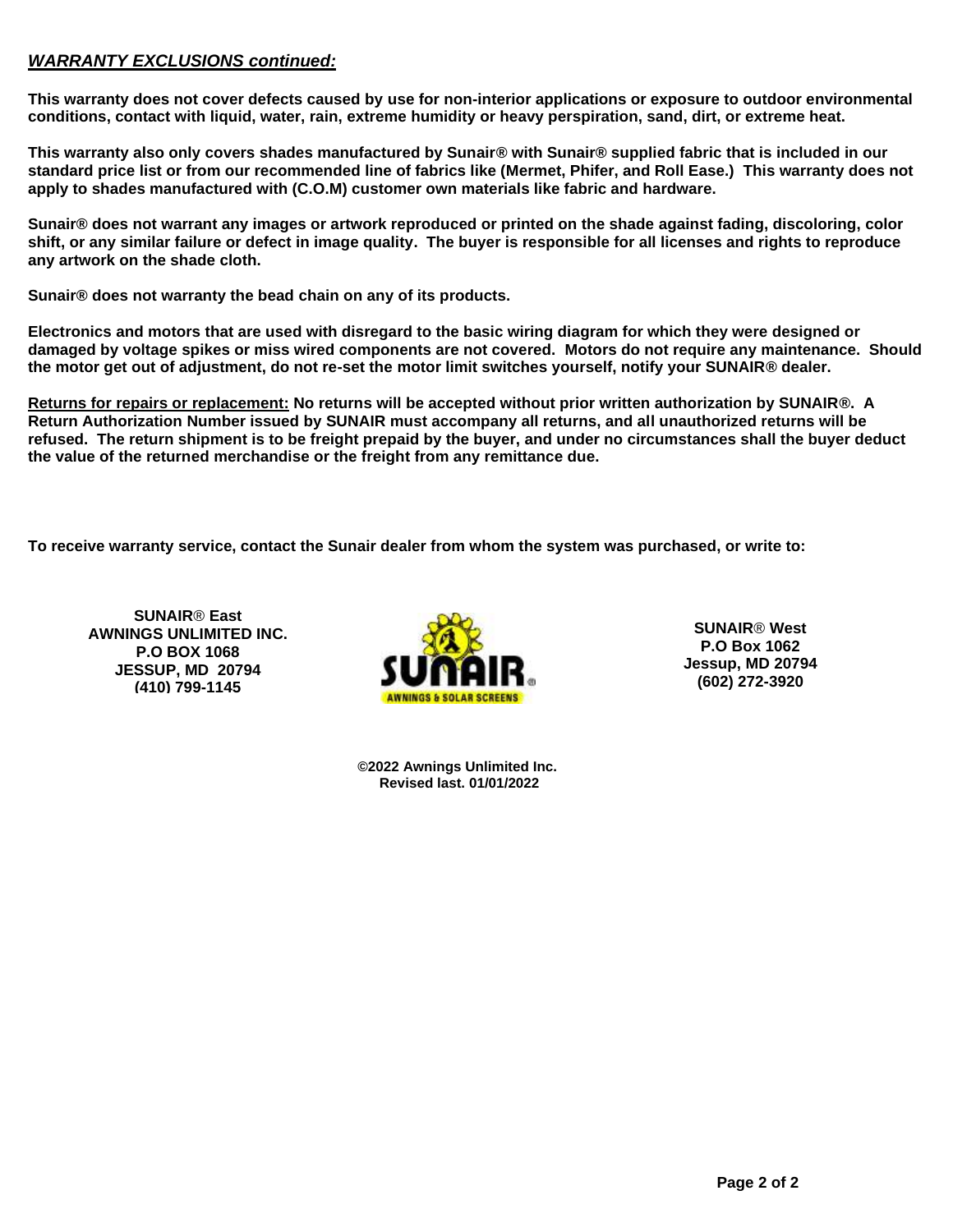***WARRANTY EXCLUSIONS continued:***

**This warranty does not cover defects caused by use for non-interior applications or exposure to outdoor environmental conditions, contact with liquid, water, rain, extreme humidity or heavy perspiration, sand, dirt, or extreme heat.**

**This warranty also only covers shades manufactured by Sunair® with Sunair® supplied fabric that is included in our standard price list or from our recommended line of fabrics like (Mermet, Phifer, and Roll Ease.) This warranty does not apply to shades manufactured with (C.O.M) customer own materials like fabric and hardware.**

**Sunair® does not warrant any images or artwork reproduced or printed on the shade against fading, discoloring, color shift, or any similar failure or defect in image quality. The buyer is responsible for all licenses and rights to reproduce any artwork on the shade cloth.**

**Sunair® does not warranty the bead chain on any of its products.**

**Electronics and motors that are used with disregard to the basic wiring diagram for which they were designed or damaged by voltage spikes or miss wired components are not covered. Motors do not require any maintenance. Should the motor get out of adjustment, do not re-set the motor limit switches yourself, notify your SUNAIR® dealer.**

**<u>Returns for repairs or replacement:</u> No returns will be accepted without prior written authorization by SUNAIR®. A Return Authorization Number issued by SUNAIR must accompany all returns, and all unauthorized returns will be refused. The return shipment is to be freight prepaid by the buyer, and under no circumstances shall the buyer deduct the value of the returned merchandise or the freight from any remittance due.**

**To receive warranty service, contact the Sunair dealer from whom the system was purchased, or write to:**

**SUNAIR® East**
**AWNINGS UNLIMITED INC.**
**P.O BOX 1068**
**JESSUP, MD 20794**
**(410) 799-1145**

SUNAIR®
AWNINGS & SOLAR SCREENS

**SUNAIR® West**
**P.O Box 1062**
**Jessup, MD 20794**
**(602) 272-3920**

**©2022 Awnings Unlimited Inc.**
**Revised last. 01/01/2022**